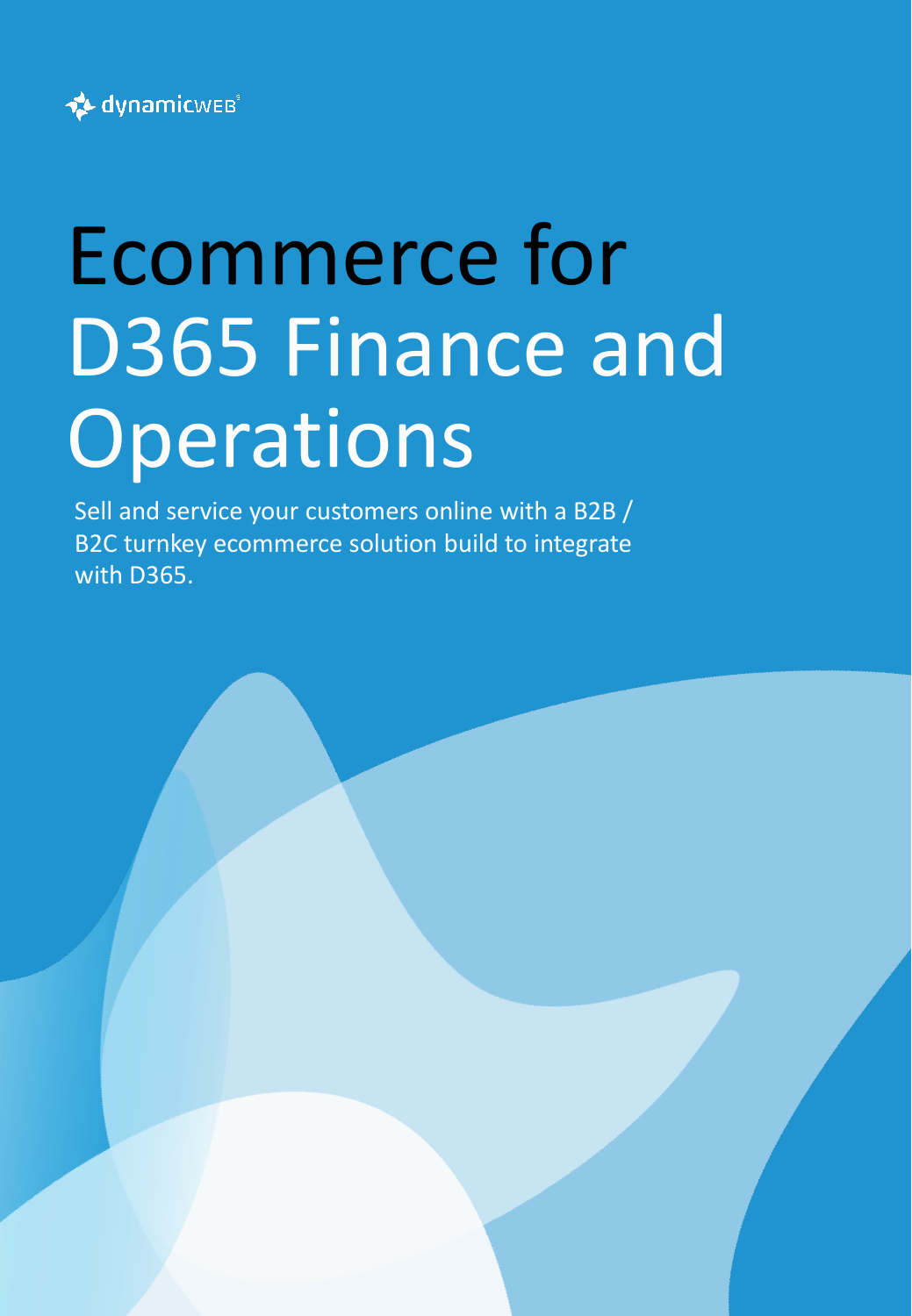dynamicweb

# Ecommerce for D365 Finance and Operations

Sell and service your customers online with a B2B / B2C turnkey ecommerce solution build to integrate with D365.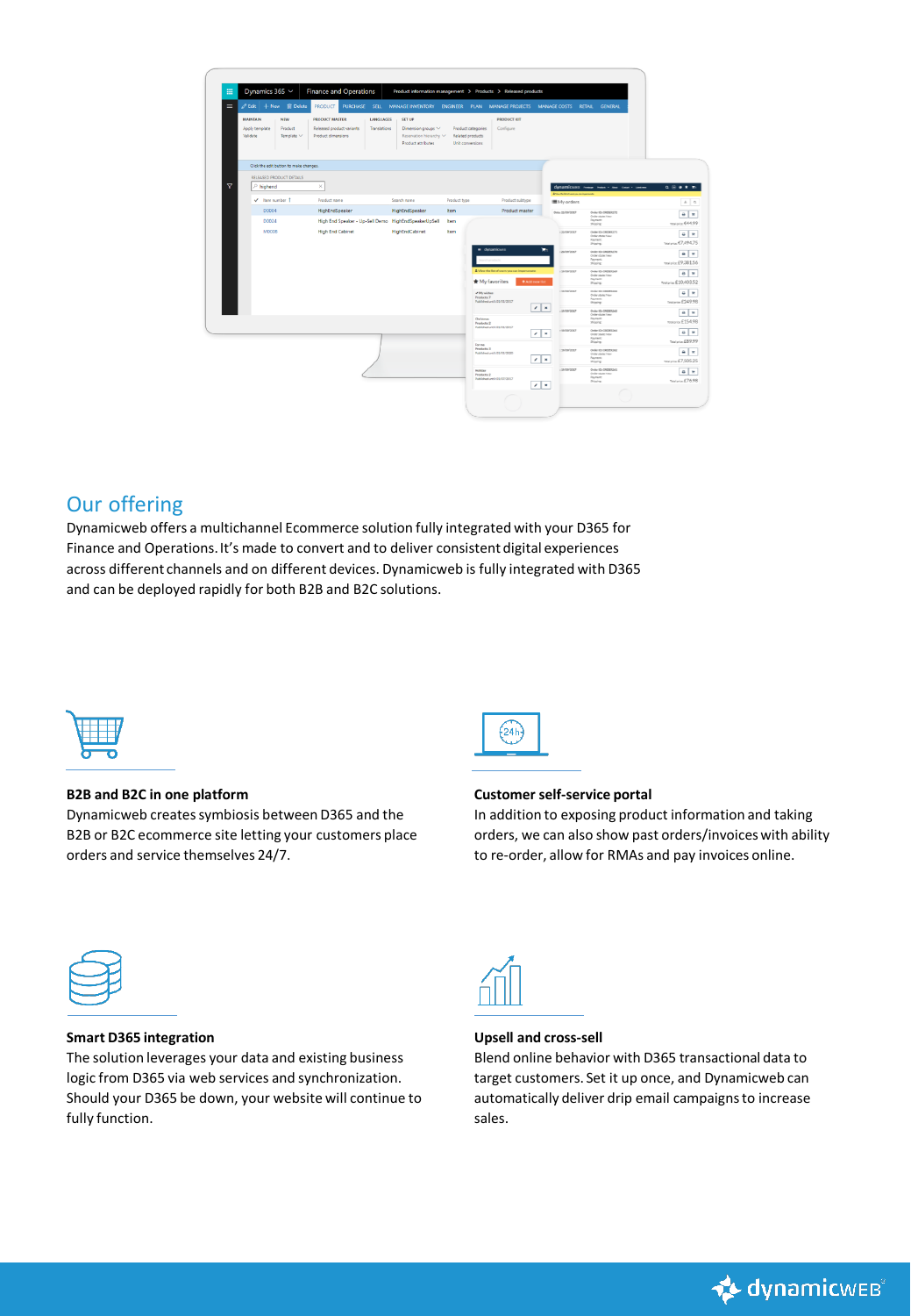## Our offering

Dynamicweb offers a multichannel Ecommerce solution fully integrated with your D365 for Finance and Operations. It's made to convert and to deliver consistent digital experiences across different channels and on different devices. Dynamicweb is fully integrated with D365 and can be deployed rapidly for both B2B and B2C solutions.

**B2B and B2C in one platform**

Dynamicweb creates symbiosis between D365 and the B2B or B2C ecommerce site letting your customers place orders and service themselves 24/7.

**Customer self-service portal**

In addition to exposing product information and taking orders, we can also show past orders/invoices with ability to re-order, allow for RMAs and pay invoices online.

**Smart D365 integration**

The solution leverages your data and existing business logic from D365 via web services and synchronization. Should your D365 be down, your website will continue to fully function.

**Upsell and cross-sell**

Blend online behavior with D365 transactional data to target customers. Set it up once, and Dynamicweb can automatically deliver drip email campaigns to increase sales.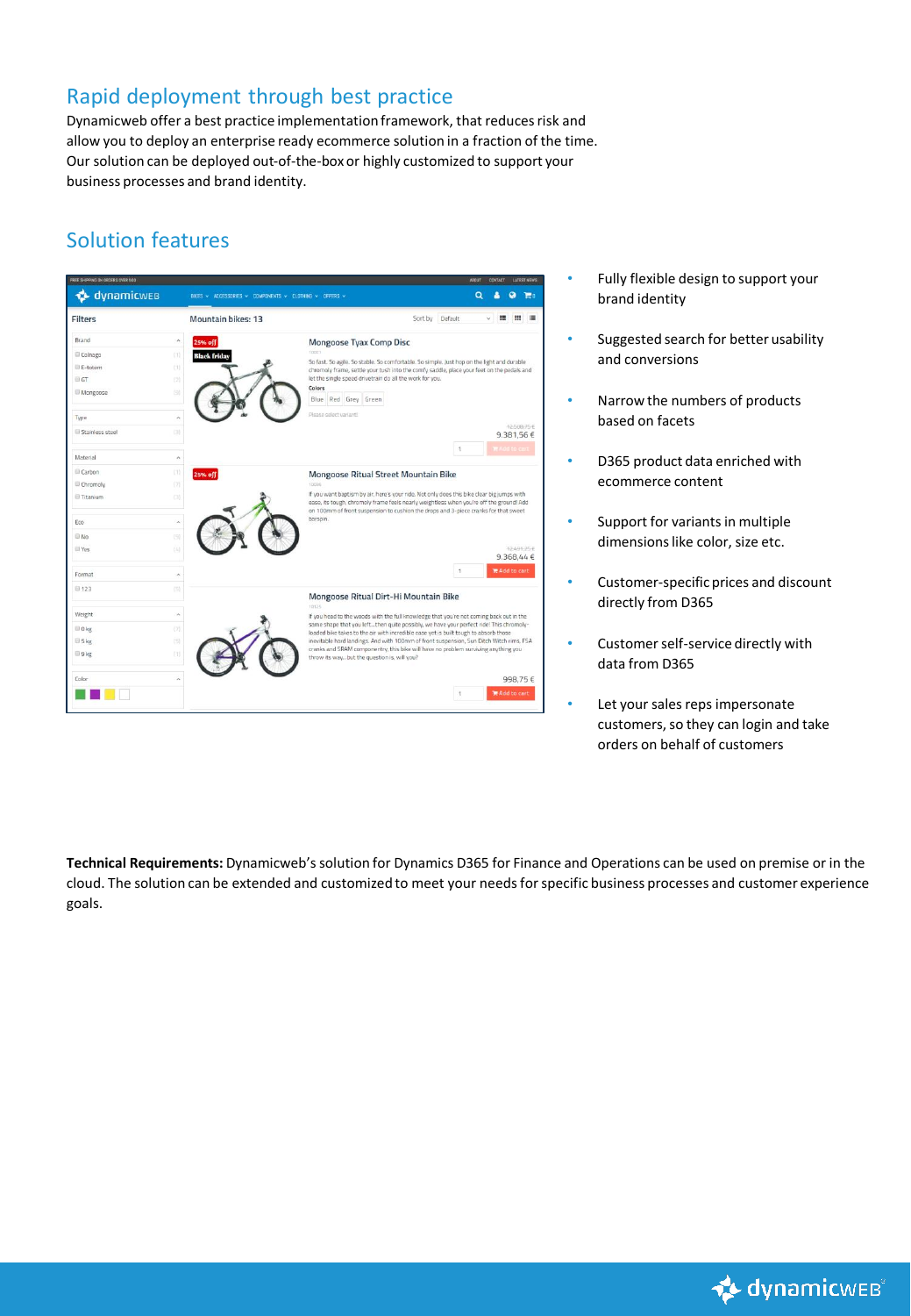## Rapid deployment through best practice

Dynamicweb offer a best practice implementation framework, that reduces risk and allow you to deploy an enterprise ready ecommerce solution in a fraction of the time. Our solution can be deployed out-of-the-box or highly customized to support your business processes and brand identity.

## Solution features

- Fully flexible design to support your brand identity
- Suggested search for better usability and conversions
- Narrow the numbers of products based on facets
- D365 product data enriched with ecommerce content
- Support for variants in multiple dimensions like color, size etc.
- Customer-specific prices and discount directly from D365
- Customer self-service directly with data from D365
- Let your sales reps impersonate customers, so they can login and take orders on behalf of customers

**Technical Requirements:** Dynamicweb's solution for Dynamics D365 for Finance and Operations can be used on premise or in the cloud. The solution can be extended and customized to meet your needs for specific business processes and customer experience goals.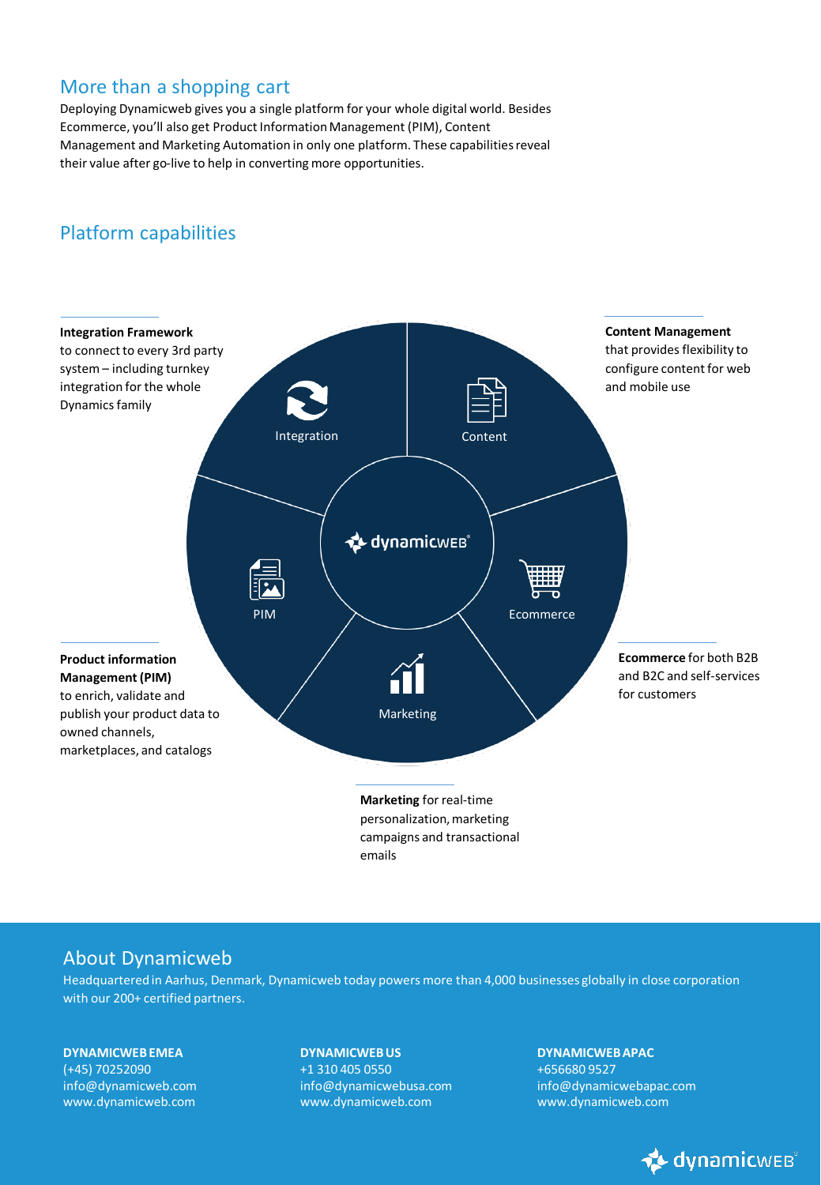## More than a shopping cart

Deploying Dynamicweb gives you a single platform for your whole digital world. Besides Ecommerce, you'll also get Product Information Management (PIM), Content Management and Marketing Automation in only one platform. These capabilities reveal their value after go-live to help in converting more opportunities.

## Platform capabilities

**Integration Framework** to connect to every 3rd party system – including turnkey integration for the whole Dynamics family

**Content Management** that provides flexibility to configure content for web and mobile use

Integration

Content

dynamicweb

PIM

Ecommerce

Marketing

**Product information Management (PIM)** to enrich, validate and publish your product data to owned channels, marketplaces, and catalogs

**Ecommerce** for both B2B and B2C and self-services for customers

**Marketing** for real-time personalization, marketing campaigns and transactional emails

## About Dynamicweb

Headquartered in Aarhus, Denmark, Dynamicweb today powers more than 4,000 businesses globally in close corporation with our 200+ certified partners.

**DYNAMICWEB EMEA**
(+45) 70252090
info@dynamicweb.com
www.dynamicweb.com

**DYNAMICWEB US**
+1 310 405 0550
info@dynamicwebusa.com
www.dynamicweb.com

**DYNAMICWEB APAC**
+656680 9527
info@dynamicwebapac.com
www.dynamicweb.com